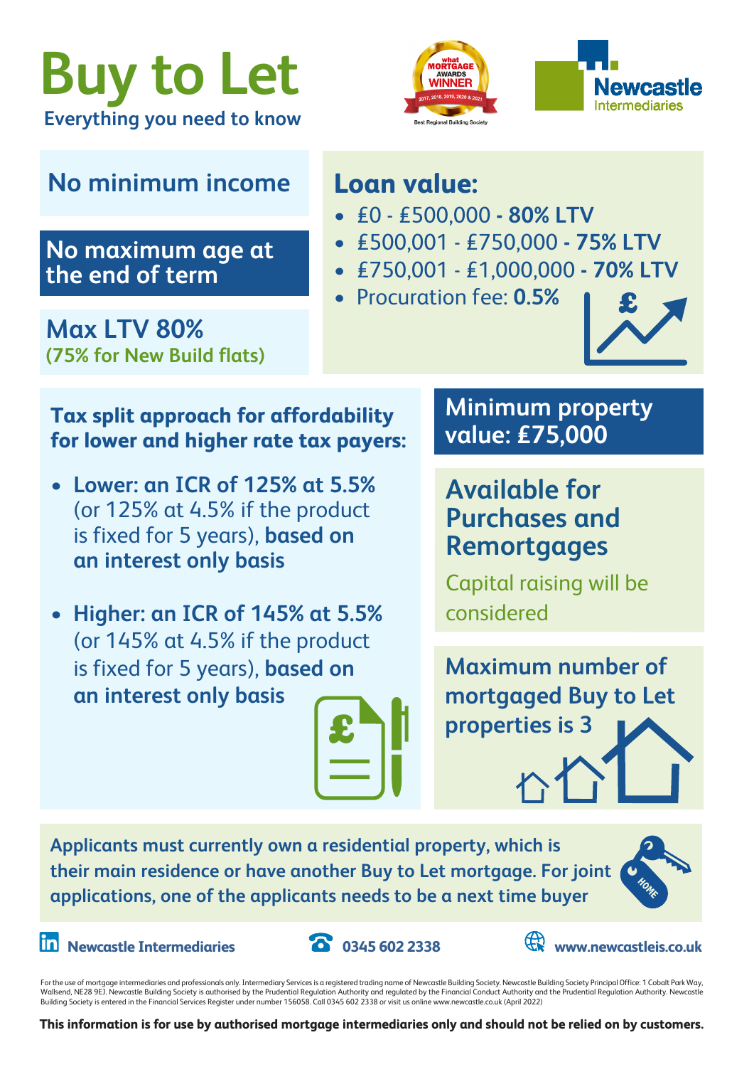# Buy to Let

**Everything you need to know**

what MORTGAGE AWARDS WINNER 2017, 2018, 2019, 2020 & 2021 Best Regional Building Society

Newcastle Intermediaries

## No minimum income

## No maximum age at the end of term

## Max LTV 80%

**(75% for New Build flats)**

## Loan value:

- £0 - £500,000 **- 80% LTV**
- £500,001 - £750,000 **- 75% LTV**
- £750,001 - £1,000,000 **- 70% LTV**
- Procuration fee: **0.5%**

### Tax split approach for affordability for lower and higher rate tax payers:

- **Lower: an ICR of 125% at 5.5%** (or 125% at 4.5% if the product is fixed for 5 years), **based on an interest only basis**
- **Higher: an ICR of 145% at 5.5%** (or 145% at 4.5% if the product is fixed for 5 years), **based on an interest only basis**

## Minimum property value: £75,000

## Available for Purchases and Remortgages

Capital raising will be considered

## Maximum number of mortgaged Buy to Let properties is 3

**Applicants must currently own a residential property, which is their main residence or have another Buy to Let mortgage. For joint applications, one of the applicants needs to be a next time buyer**

Newcastle Intermediaries | 0345 602 2338 | www.newcastleis.co.uk

For the use of mortgage intermediaries and professionals only. Intermediary Services is a registered trading name of Newcastle Building Society. Newcastle Building Society Principal Office: 1 Cobalt Park Way, Wallsend, NE28 9EJ. Newcastle Building Society is authorised by the Prudential Regulation Authority and regulated by the Financial Conduct Authority and the Prudential Regulation Authority. Newcastle Building Society is entered in the Financial Services Register under number 156058. Call 0345 602 2338 or visit us online www.newcastle.co.uk (April 2022)

**This information is for use by authorised mortgage intermediaries only and should not be relied on by customers.**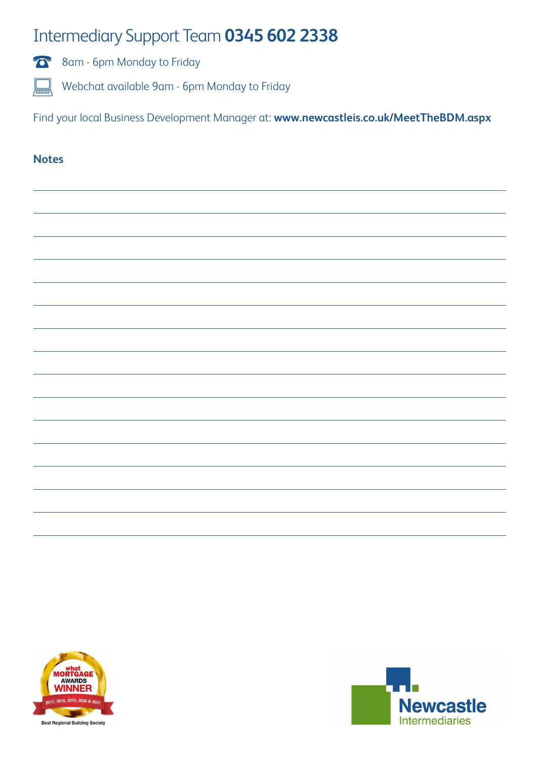Intermediary Support Team **0345 602 2338**

8am - 6pm Monday to Friday

Webchat available 9am - 6pm Monday to Friday

Find your local Business Development Manager at: **www.newcastleis.co.uk/MeetTheBDM.aspx**

**Notes**

what MORTGAGE AWARDS WINNER 2017, 2018, 2019, 2020 & 2021

Best Regional Building Society

Newcastle Intermediaries